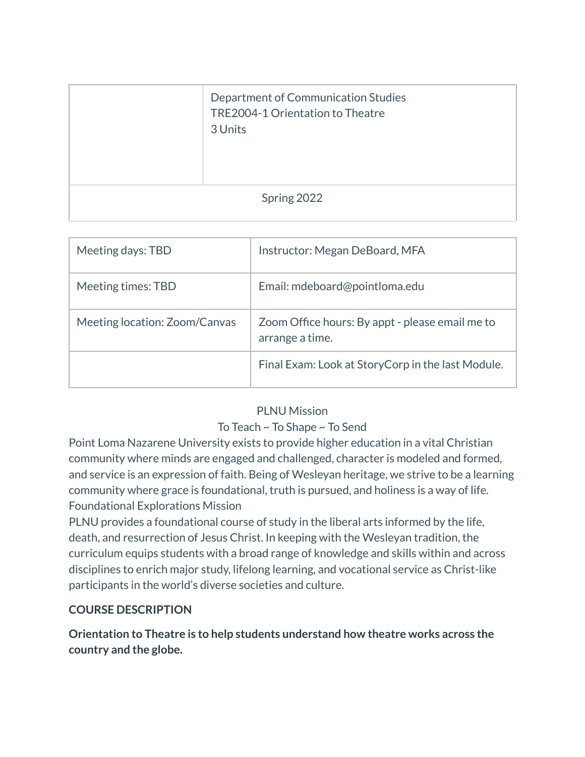| | Department of Communication Studies<br>TRE2004-1 Orientation to Theatre<br>3 Units |
|---|---|
| Spring 2022 | |

| Meeting days: TBD | Instructor: Megan DeBoard, MFA |
|---|---|
| Meeting times: TBD | Email: mdeboard@pointloma.edu |
| Meeting location: Zoom/Canvas | Zoom Office hours: By appt - please email me to arrange a time. |
| | Final Exam: Look at StoryCorp in the last Module. |

PLNU Mission

To Teach ~ To Shape ~ To Send

Point Loma Nazarene University exists to provide higher education in a vital Christian community where minds are engaged and challenged, character is modeled and formed, and service is an expression of faith. Being of Wesleyan heritage, we strive to be a learning community where grace is foundational, truth is pursued, and holiness is a way of life.

Foundational Explorations Mission

PLNU provides a foundational course of study in the liberal arts informed by the life, death, and resurrection of Jesus Christ. In keeping with the Wesleyan tradition, the curriculum equips students with a broad range of knowledge and skills within and across disciplines to enrich major study, lifelong learning, and vocational service as Christ-like participants in the world's diverse societies and culture.

**COURSE DESCRIPTION**

**Orientation to Theatre is to help students understand how theatre works across the country and the globe.**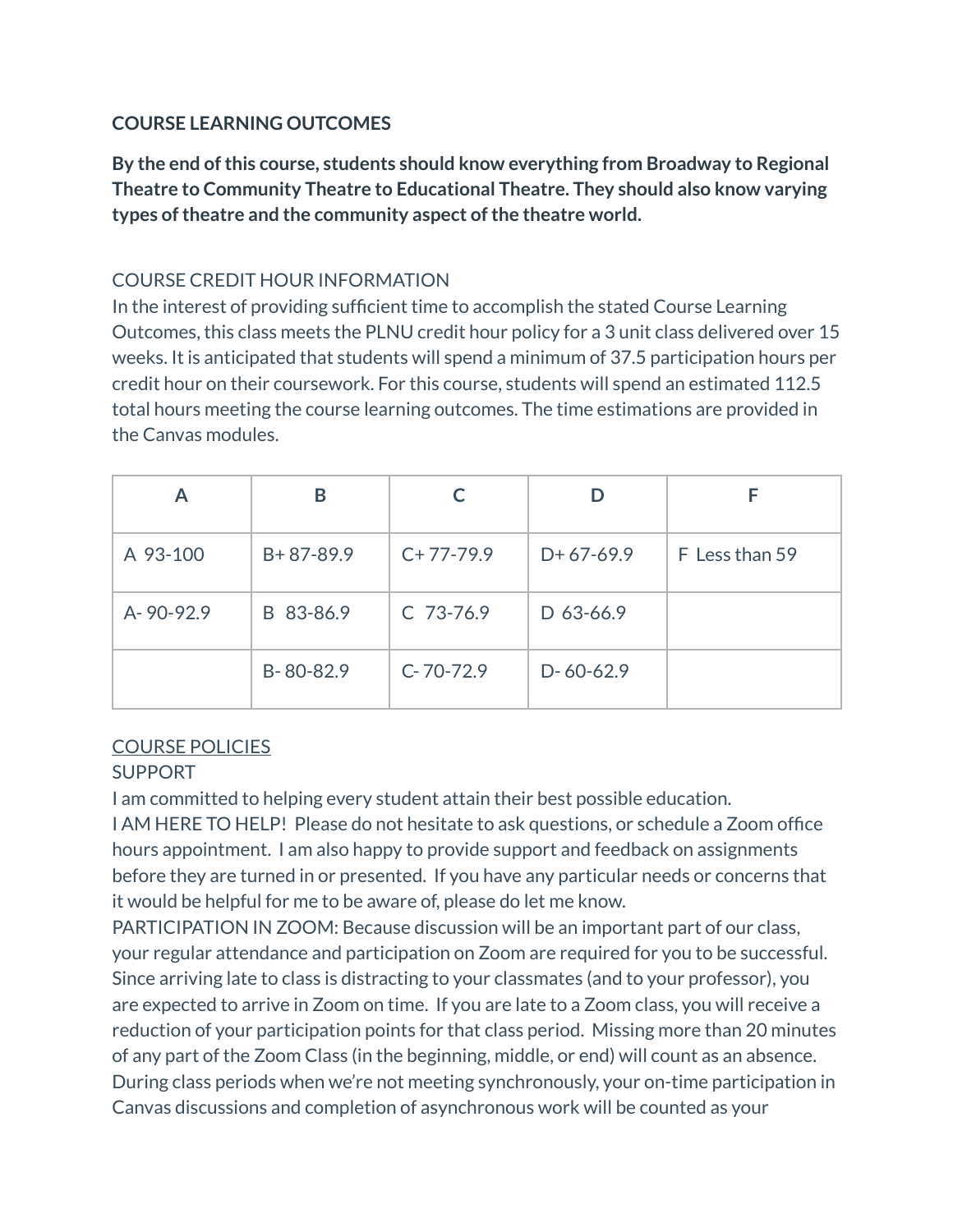**COURSE LEARNING OUTCOMES**

**By the end of this course, students should know everything from Broadway to Regional Theatre to Community Theatre to Educational Theatre. They should also know varying types of theatre and the community aspect of the theatre world.**

COURSE CREDIT HOUR INFORMATION

In the interest of providing sufficient time to accomplish the stated Course Learning Outcomes, this class meets the PLNU credit hour policy for a 3 unit class delivered over 15 weeks. It is anticipated that students will spend a minimum of 37.5 participation hours per credit hour on their coursework. For this course, students will spend an estimated 112.5 total hours meeting the course learning outcomes. The time estimations are provided in the Canvas modules.

| A | B | C | D | F |
|---|---|---|---|---|
| A 93-100 | B+ 87-89.9 | C+ 77-79.9 | D+ 67-69.9 | F Less than 59 |
| A- 90-92.9 | B 83-86.9 | C 73-76.9 | D 63-66.9 | |
| | B- 80-82.9 | C- 70-72.9 | D- 60-62.9 | |

<u>COURSE POLICIES</u>

SUPPORT

I am committed to helping every student attain their best possible education.

I AM HERE TO HELP! Please do not hesitate to ask questions, or schedule a Zoom office hours appointment. I am also happy to provide support and feedback on assignments before they are turned in or presented. If you have any particular needs or concerns that it would be helpful for me to be aware of, please do let me know.

PARTICIPATION IN ZOOM: Because discussion will be an important part of our class, your regular attendance and participation on Zoom are required for you to be successful. Since arriving late to class is distracting to your classmates (and to your professor), you are expected to arrive in Zoom on time. If you are late to a Zoom class, you will receive a reduction of your participation points for that class period. Missing more than 20 minutes of any part of the Zoom Class (in the beginning, middle, or end) will count as an absence. During class periods when we're not meeting synchronously, your on-time participation in Canvas discussions and completion of asynchronous work will be counted as your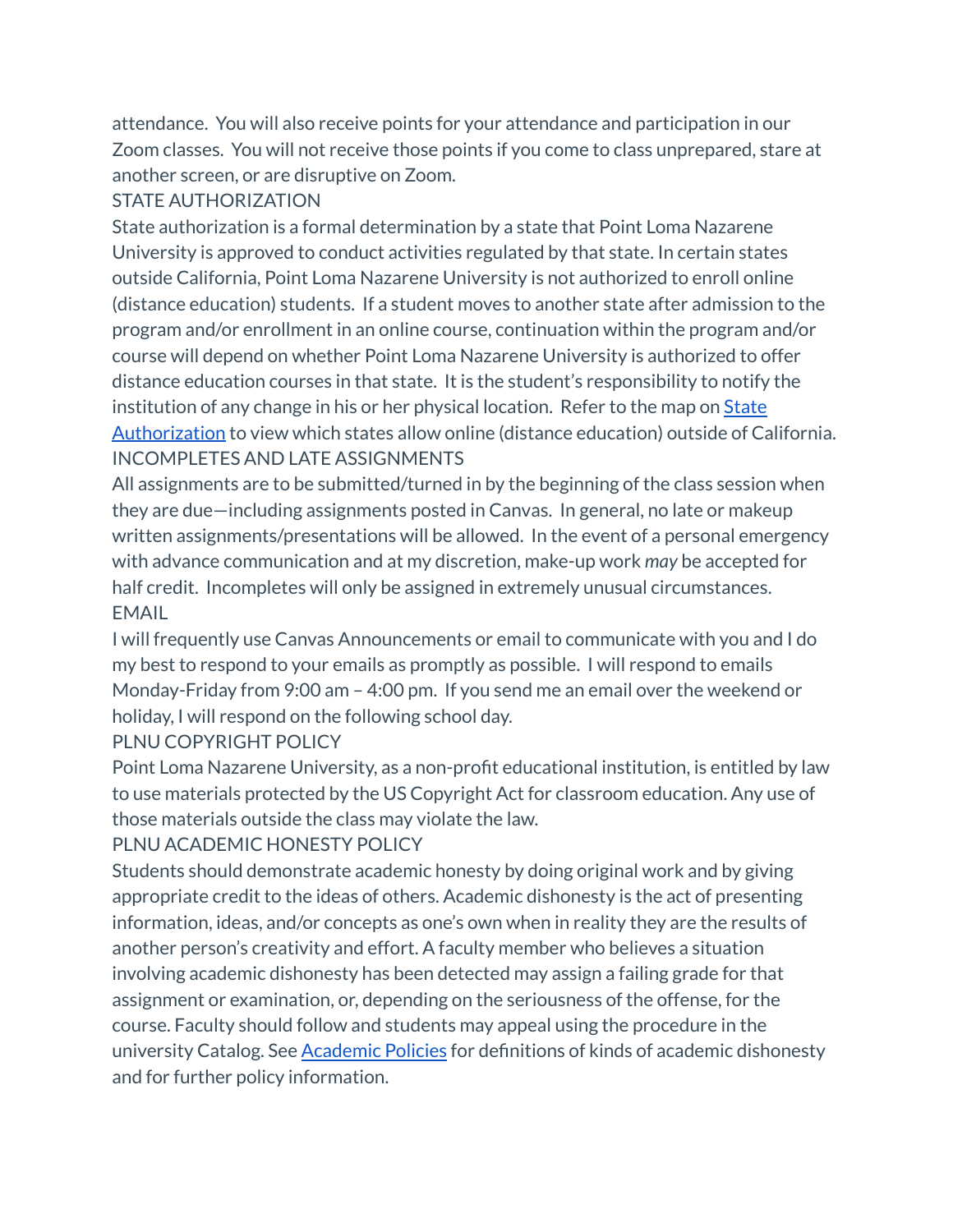attendance. You will also receive points for your attendance and participation in our Zoom classes. You will not receive those points if you come to class unprepared, stare at another screen, or are disruptive on Zoom.

## STATE AUTHORIZATION

State authorization is a formal determination by a state that Point Loma Nazarene University is approved to conduct activities regulated by that state. In certain states outside California, Point Loma Nazarene University is not authorized to enroll online (distance education) students. If a student moves to another state after admission to the program and/or enrollment in an online course, continuation within the program and/or course will depend on whether Point Loma Nazarene University is authorized to offer distance education courses in that state. It is the student's responsibility to notify the institution of any change in his or her physical location. Refer to the map on State Authorization to view which states allow online (distance education) outside of California.

## INCOMPLETES AND LATE ASSIGNMENTS

All assignments are to be submitted/turned in by the beginning of the class session when they are due—including assignments posted in Canvas. In general, no late or makeup written assignments/presentations will be allowed. In the event of a personal emergency with advance communication and at my discretion, make-up work *may* be accepted for half credit. Incompletes will only be assigned in extremely unusual circumstances.

## EMAIL

I will frequently use Canvas Announcements or email to communicate with you and I do my best to respond to your emails as promptly as possible. I will respond to emails Monday-Friday from 9:00 am – 4:00 pm. If you send me an email over the weekend or holiday, I will respond on the following school day.

## PLNU COPYRIGHT POLICY

Point Loma Nazarene University, as a non-profit educational institution, is entitled by law to use materials protected by the US Copyright Act for classroom education. Any use of those materials outside the class may violate the law.

## PLNU ACADEMIC HONESTY POLICY

Students should demonstrate academic honesty by doing original work and by giving appropriate credit to the ideas of others. Academic dishonesty is the act of presenting information, ideas, and/or concepts as one's own when in reality they are the results of another person's creativity and effort. A faculty member who believes a situation involving academic dishonesty has been detected may assign a failing grade for that assignment or examination, or, depending on the seriousness of the offense, for the course. Faculty should follow and students may appeal using the procedure in the university Catalog. See Academic Policies for definitions of kinds of academic dishonesty and for further policy information.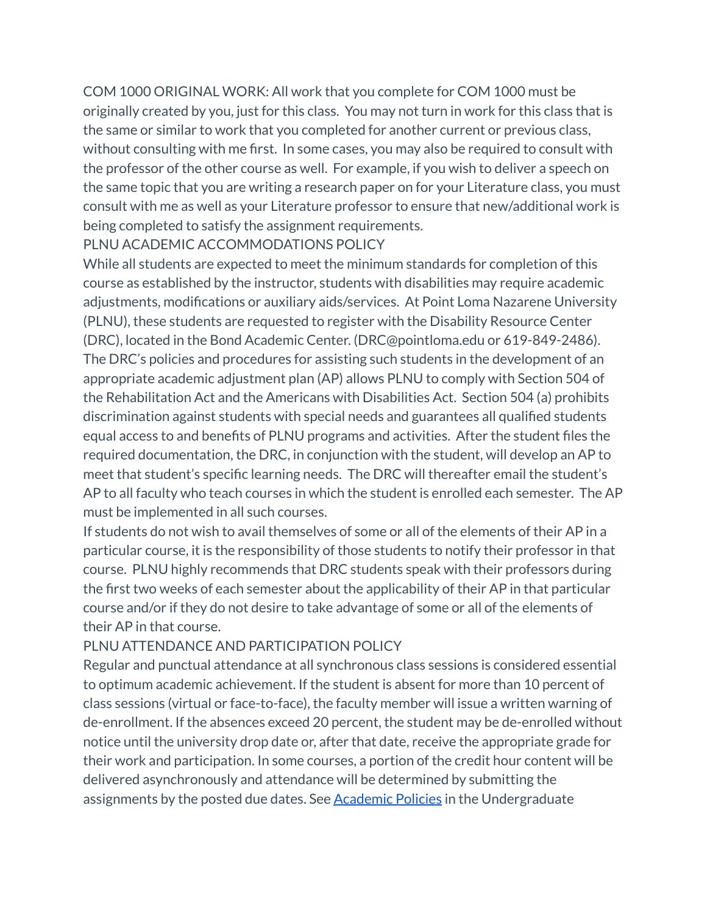COM 1000 ORIGINAL WORK: All work that you complete for COM 1000 must be originally created by you, just for this class. You may not turn in work for this class that is the same or similar to work that you completed for another current or previous class, without consulting with me first. In some cases, you may also be required to consult with the professor of the other course as well. For example, if you wish to deliver a speech on the same topic that you are writing a research paper on for your Literature class, you must consult with me as well as your Literature professor to ensure that new/additional work is being completed to satisfy the assignment requirements.

## PLNU ACADEMIC ACCOMMODATIONS POLICY

While all students are expected to meet the minimum standards for completion of this course as established by the instructor, students with disabilities may require academic adjustments, modifications or auxiliary aids/services. At Point Loma Nazarene University (PLNU), these students are requested to register with the Disability Resource Center (DRC), located in the Bond Academic Center. (DRC@pointloma.edu or 619-849-2486). The DRC's policies and procedures for assisting such students in the development of an appropriate academic adjustment plan (AP) allows PLNU to comply with Section 504 of the Rehabilitation Act and the Americans with Disabilities Act. Section 504 (a) prohibits discrimination against students with special needs and guarantees all qualified students equal access to and benefits of PLNU programs and activities. After the student files the required documentation, the DRC, in conjunction with the student, will develop an AP to meet that student's specific learning needs. The DRC will thereafter email the student's AP to all faculty who teach courses in which the student is enrolled each semester. The AP must be implemented in all such courses.

If students do not wish to avail themselves of some or all of the elements of their AP in a particular course, it is the responsibility of those students to notify their professor in that course. PLNU highly recommends that DRC students speak with their professors during the first two weeks of each semester about the applicability of their AP in that particular course and/or if they do not desire to take advantage of some or all of the elements of their AP in that course.

## PLNU ATTENDANCE AND PARTICIPATION POLICY

Regular and punctual attendance at all synchronous class sessions is considered essential to optimum academic achievement. If the student is absent for more than 10 percent of class sessions (virtual or face-to-face), the faculty member will issue a written warning of de-enrollment. If the absences exceed 20 percent, the student may be de-enrolled without notice until the university drop date or, after that date, receive the appropriate grade for their work and participation. In some courses, a portion of the credit hour content will be delivered asynchronously and attendance will be determined by submitting the assignments by the posted due dates. See Academic Policies in the Undergraduate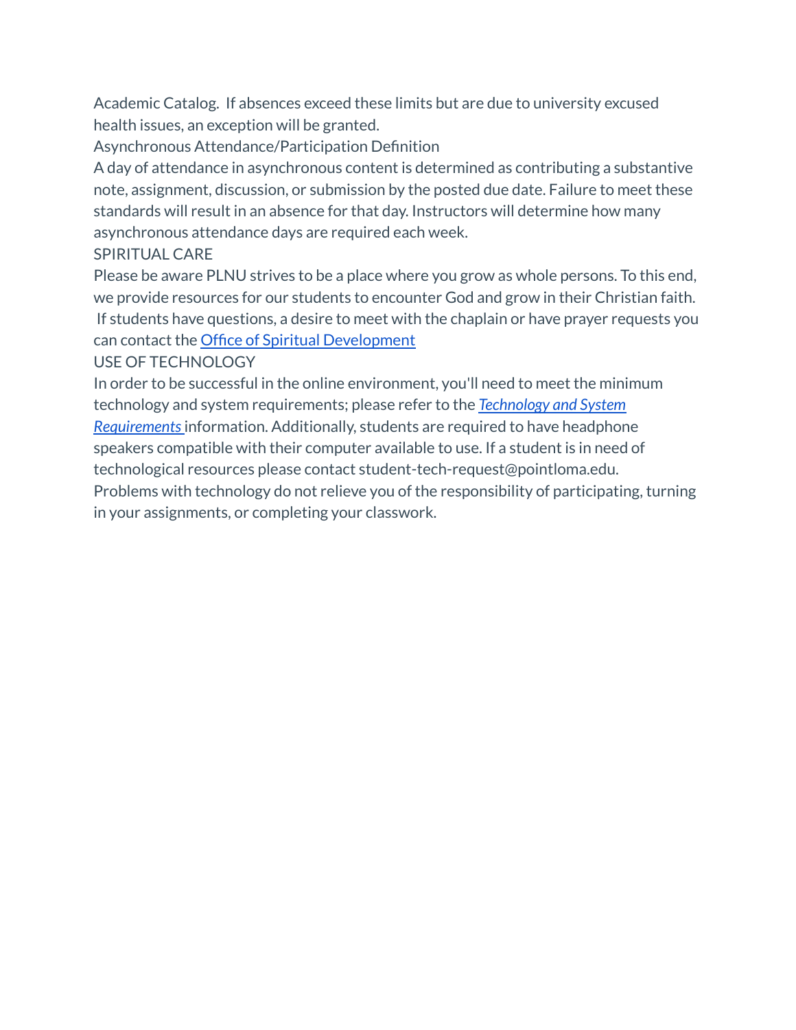Academic Catalog. If absences exceed these limits but are due to university excused health issues, an exception will be granted.

Asynchronous Attendance/Participation Definition

A day of attendance in asynchronous content is determined as contributing a substantive note, assignment, discussion, or submission by the posted due date. Failure to meet these standards will result in an absence for that day. Instructors will determine how many asynchronous attendance days are required each week.

SPIRITUAL CARE

Please be aware PLNU strives to be a place where you grow as whole persons. To this end, we provide resources for our students to encounter God and grow in their Christian faith. If students have questions, a desire to meet with the chaplain or have prayer requests you can contact the Office of Spiritual Development

USE OF TECHNOLOGY

In order to be successful in the online environment, you'll need to meet the minimum technology and system requirements; please refer to the *Technology and System Requirements* information. Additionally, students are required to have headphone speakers compatible with their computer available to use. If a student is in need of technological resources please contact student-tech-request@pointloma.edu.

Problems with technology do not relieve you of the responsibility of participating, turning in your assignments, or completing your classwork.